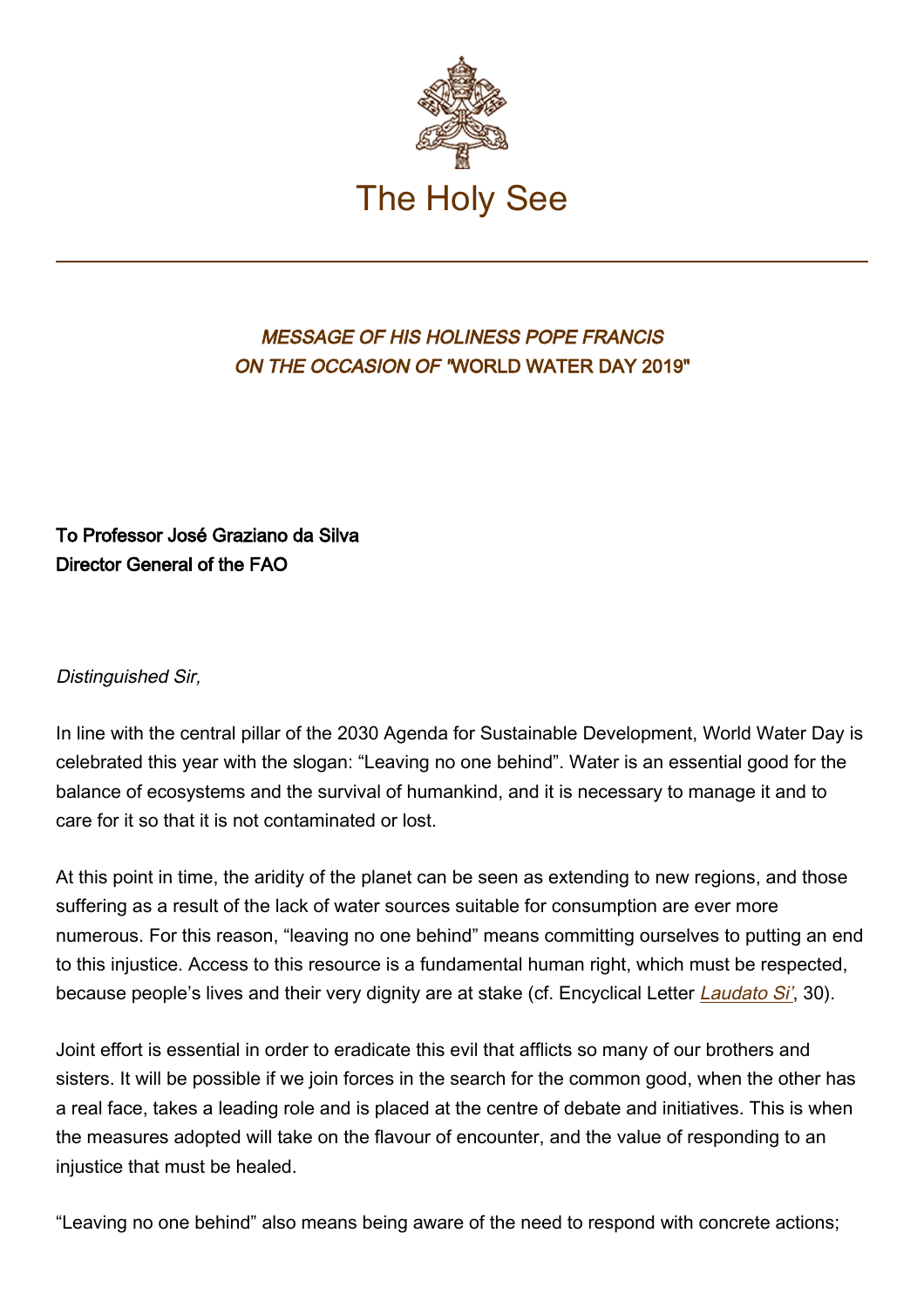# The Holy See

## *MESSAGE OF HIS HOLINESS POPE FRANCIS ON THE OCCASION OF* "WORLD WATER DAY 2019"

**To Professor José Graziano da Silva**
**Director General of the FAO**

*Distinguished Sir,*

In line with the central pillar of the 2030 Agenda for Sustainable Development, World Water Day is celebrated this year with the slogan: "Leaving no one behind". Water is an essential good for the balance of ecosystems and the survival of humankind, and it is necessary to manage it and to care for it so that it is not contaminated or lost.

At this point in time, the aridity of the planet can be seen as extending to new regions, and those suffering as a result of the lack of water sources suitable for consumption are ever more numerous. For this reason, "leaving no one behind" means committing ourselves to putting an end to this injustice. Access to this resource is a fundamental human right, which must be respected, because people's lives and their very dignity are at stake (cf. Encyclical Letter *Laudato Si'*, 30).

Joint effort is essential in order to eradicate this evil that afflicts so many of our brothers and sisters. It will be possible if we join forces in the search for the common good, when the other has a real face, takes a leading role and is placed at the centre of debate and initiatives. This is when the measures adopted will take on the flavour of encounter, and the value of responding to an injustice that must be healed.

"Leaving no one behind" also means being aware of the need to respond with concrete actions;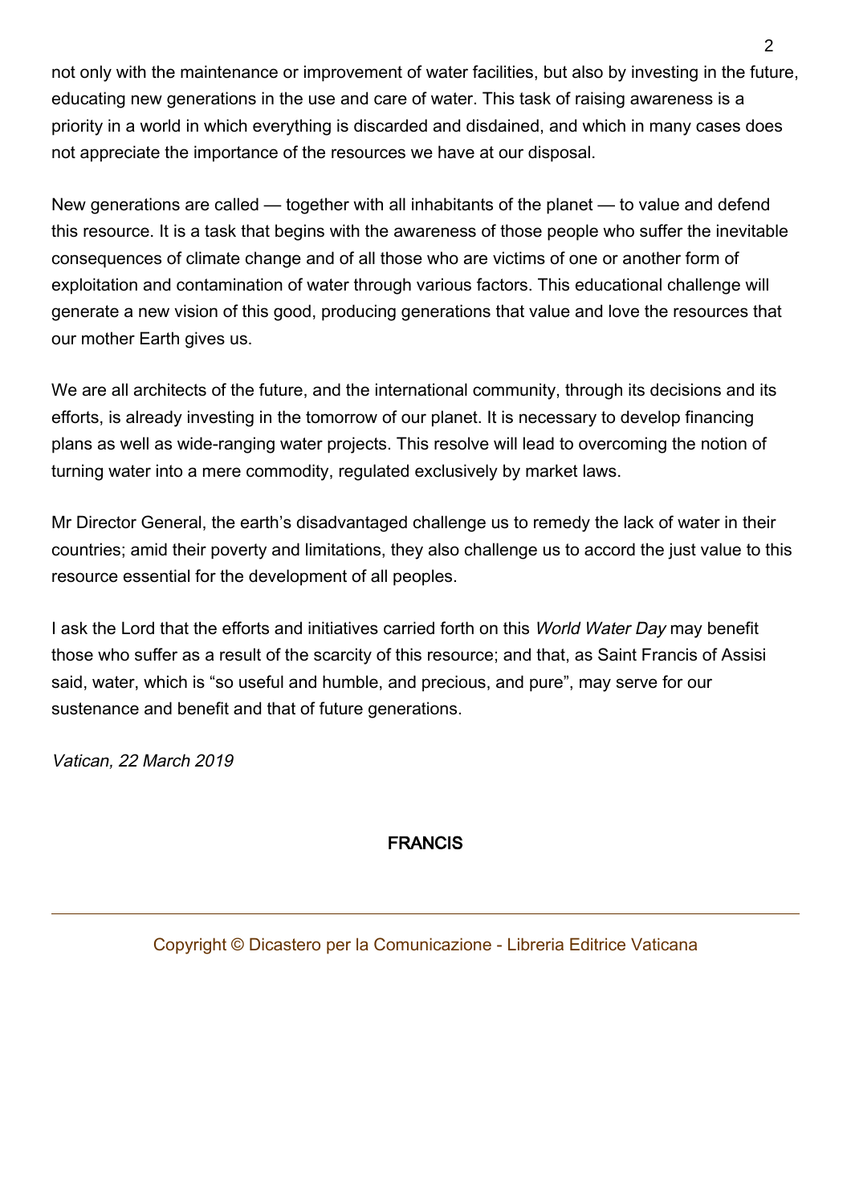not only with the maintenance or improvement of water facilities, but also by investing in the future, educating new generations in the use and care of water. This task of raising awareness is a priority in a world in which everything is discarded and disdained, and which in many cases does not appreciate the importance of the resources we have at our disposal.

New generations are called — together with all inhabitants of the planet — to value and defend this resource. It is a task that begins with the awareness of those people who suffer the inevitable consequences of climate change and of all those who are victims of one or another form of exploitation and contamination of water through various factors. This educational challenge will generate a new vision of this good, producing generations that value and love the resources that our mother Earth gives us.

We are all architects of the future, and the international community, through its decisions and its efforts, is already investing in the tomorrow of our planet. It is necessary to develop financing plans as well as wide-ranging water projects. This resolve will lead to overcoming the notion of turning water into a mere commodity, regulated exclusively by market laws.

Mr Director General, the earth's disadvantaged challenge us to remedy the lack of water in their countries; amid their poverty and limitations, they also challenge us to accord the just value to this resource essential for the development of all peoples.

I ask the Lord that the efforts and initiatives carried forth on this *World Water Day* may benefit those who suffer as a result of the scarcity of this resource; and that, as Saint Francis of Assisi said, water, which is "so useful and humble, and precious, and pure", may serve for our sustenance and benefit and that of future generations.

*Vatican, 22 March 2019*

**FRANCIS**

---

Copyright © Dicastero per la Comunicazione - Libreria Editrice Vaticana